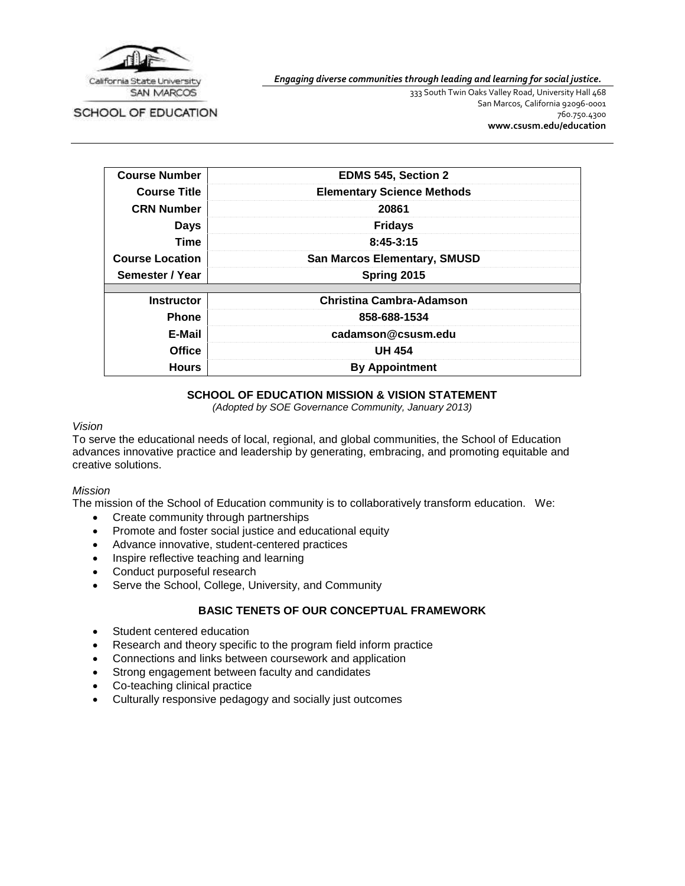California State University SAN MARCOS

SCHOOL OF EDUCATION

*Engaging diverse communities through leading and learning for social justice.*

333 South Twin Oaks Valley Road, University Hall 468
San Marcos, California 92096-0001
760.750.4300
**www.csusm.edu/education**

| | |
|---|---|
| **Course Number** | **EDMS 545, Section 2** |
| **Course Title** | **Elementary Science Methods** |
| **CRN Number** | **20861** |
| **Days** | **Fridays** |
| **Time** | **8:45-3:15** |
| **Course Location** | **San Marcos Elementary, SMUSD** |
| **Semester / Year** | **Spring 2015** |
| | |
| **Instructor** | **Christina Cambra-Adamson** |
| **Phone** | **858-688-1534** |
| **E-Mail** | **cadamson@csusm.edu** |
| **Office** | **UH 454** |
| **Hours** | **By Appointment** |

## SCHOOL OF EDUCATION MISSION & VISION STATEMENT

*(Adopted by SOE Governance Community, January 2013)*

*Vision*

To serve the educational needs of local, regional, and global communities, the School of Education advances innovative practice and leadership by generating, embracing, and promoting equitable and creative solutions.

*Mission*

The mission of the School of Education community is to collaboratively transform education. We:

- Create community through partnerships
- Promote and foster social justice and educational equity
- Advance innovative, student-centered practices
- Inspire reflective teaching and learning
- Conduct purposeful research
- Serve the School, College, University, and Community

## BASIC TENETS OF OUR CONCEPTUAL FRAMEWORK

- Student centered education
- Research and theory specific to the program field inform practice
- Connections and links between coursework and application
- Strong engagement between faculty and candidates
- Co-teaching clinical practice
- Culturally responsive pedagogy and socially just outcomes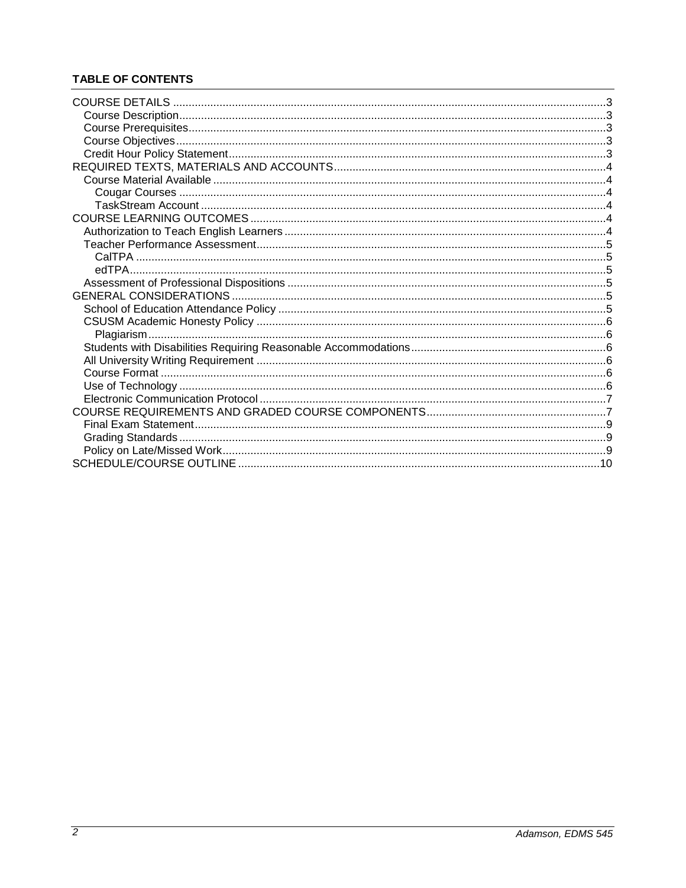## TABLE OF CONTENTS

COURSE DETAILS ..... 3
- Course Description ..... 3
- Course Prerequisites ..... 3
- Course Objectives ..... 3
- Credit Hour Policy Statement ..... 3

REQUIRED TEXTS, MATERIALS AND ACCOUNTS ..... 4
- Course Material Available ..... 4
  - Cougar Courses ..... 4
  - TaskStream Account ..... 4

COURSE LEARNING OUTCOMES ..... 4
- Authorization to Teach English Learners ..... 4
- Teacher Performance Assessment ..... 5
  - CalTPA ..... 5
  - edTPA ..... 5
- Assessment of Professional Dispositions ..... 5

GENERAL CONSIDERATIONS ..... 5
- School of Education Attendance Policy ..... 5
- CSUSM Academic Honesty Policy ..... 6
  - Plagiarism ..... 6
- Students with Disabilities Requiring Reasonable Accommodations ..... 6
- All University Writing Requirement ..... 6
- Course Format ..... 6
- Use of Technology ..... 6
- Electronic Communication Protocol ..... 7

COURSE REQUIREMENTS AND GRADED COURSE COMPONENTS ..... 7
- Final Exam Statement ..... 9
- Grading Standards ..... 9
- Policy on Late/Missed Work ..... 9

SCHEDULE/COURSE OUTLINE ..... 10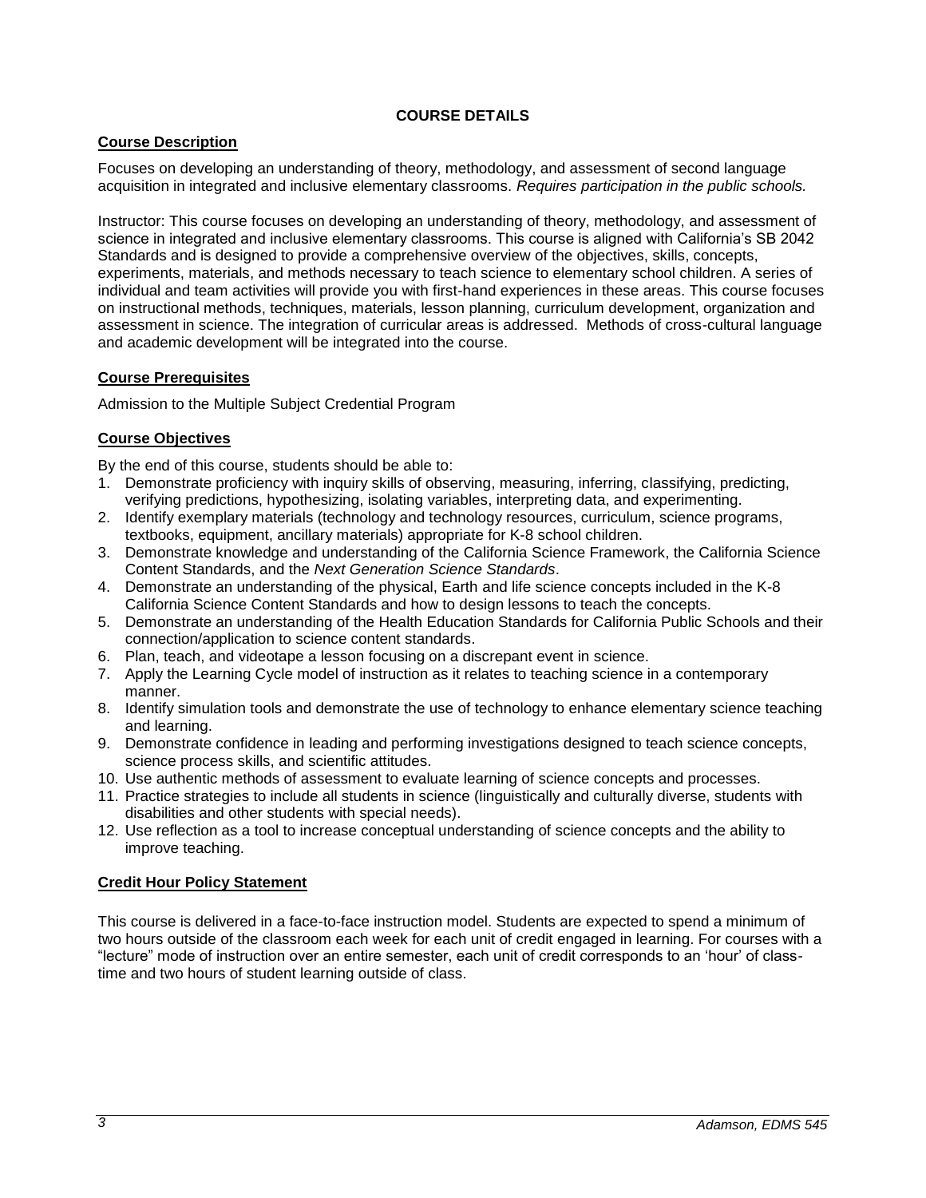## COURSE DETAILS

### Course Description

Focuses on developing an understanding of theory, methodology, and assessment of second language acquisition in integrated and inclusive elementary classrooms. *Requires participation in the public schools.*

Instructor: This course focuses on developing an understanding of theory, methodology, and assessment of science in integrated and inclusive elementary classrooms. This course is aligned with California's SB 2042 Standards and is designed to provide a comprehensive overview of the objectives, skills, concepts, experiments, materials, and methods necessary to teach science to elementary school children. A series of individual and team activities will provide you with first-hand experiences in these areas. This course focuses on instructional methods, techniques, materials, lesson planning, curriculum development, organization and assessment in science. The integration of curricular areas is addressed. Methods of cross-cultural language and academic development will be integrated into the course.

### Course Prerequisites

Admission to the Multiple Subject Credential Program

### Course Objectives

By the end of this course, students should be able to:

1. Demonstrate proficiency with inquiry skills of observing, measuring, inferring, classifying, predicting, verifying predictions, hypothesizing, isolating variables, interpreting data, and experimenting.
2. Identify exemplary materials (technology and technology resources, curriculum, science programs, textbooks, equipment, ancillary materials) appropriate for K-8 school children.
3. Demonstrate knowledge and understanding of the California Science Framework, the California Science Content Standards, and the *Next Generation Science Standards*.
4. Demonstrate an understanding of the physical, Earth and life science concepts included in the K-8 California Science Content Standards and how to design lessons to teach the concepts.
5. Demonstrate an understanding of the Health Education Standards for California Public Schools and their connection/application to science content standards.
6. Plan, teach, and videotape a lesson focusing on a discrepant event in science.
7. Apply the Learning Cycle model of instruction as it relates to teaching science in a contemporary manner.
8. Identify simulation tools and demonstrate the use of technology to enhance elementary science teaching and learning.
9. Demonstrate confidence in leading and performing investigations designed to teach science concepts, science process skills, and scientific attitudes.
10. Use authentic methods of assessment to evaluate learning of science concepts and processes.
11. Practice strategies to include all students in science (linguistically and culturally diverse, students with disabilities and other students with special needs).
12. Use reflection as a tool to increase conceptual understanding of science concepts and the ability to improve teaching.

### Credit Hour Policy Statement

This course is delivered in a face-to-face instruction model. Students are expected to spend a minimum of two hours outside of the classroom each week for each unit of credit engaged in learning. For courses with a "lecture" mode of instruction over an entire semester, each unit of credit corresponds to an 'hour' of class-time and two hours of student learning outside of class.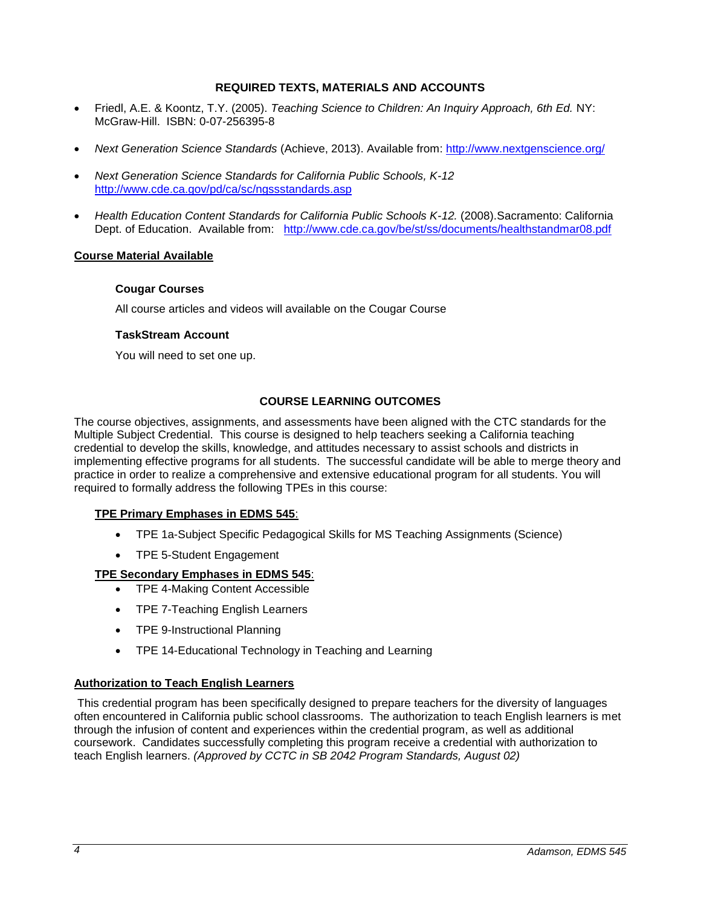## REQUIRED TEXTS, MATERIALS AND ACCOUNTS

- Friedl, A.E. & Koontz, T.Y. (2005). *Teaching Science to Children: An Inquiry Approach, 6th Ed.* NY: McGraw-Hill. ISBN: 0-07-256395-8
- *Next Generation Science Standards* (Achieve, 2013). Available from: http://www.nextgenscience.org/
- *Next Generation Science Standards for California Public Schools, K-12* http://www.cde.ca.gov/pd/ca/sc/ngssstandards.asp
- *Health Education Content Standards for California Public Schools K-12.* (2008).Sacramento: California Dept. of Education. Available from: http://www.cde.ca.gov/be/st/ss/documents/healthstandmar08.pdf

**Course Material Available**

**Cougar Courses**

All course articles and videos will available on the Cougar Course

**TaskStream Account**

You will need to set one up.

## COURSE LEARNING OUTCOMES

The course objectives, assignments, and assessments have been aligned with the CTC standards for the Multiple Subject Credential. This course is designed to help teachers seeking a California teaching credential to develop the skills, knowledge, and attitudes necessary to assist schools and districts in implementing effective programs for all students. The successful candidate will be able to merge theory and practice in order to realize a comprehensive and extensive educational program for all students. You will required to formally address the following TPEs in this course:

**TPE Primary Emphases in EDMS 545**:

- TPE 1a-Subject Specific Pedagogical Skills for MS Teaching Assignments (Science)
- TPE 5-Student Engagement

**TPE Secondary Emphases in EDMS 545**:

- TPE 4-Making Content Accessible
- TPE 7-Teaching English Learners
- TPE 9-Instructional Planning
- TPE 14-Educational Technology in Teaching and Learning

**Authorization to Teach English Learners**

This credential program has been specifically designed to prepare teachers for the diversity of languages often encountered in California public school classrooms. The authorization to teach English learners is met through the infusion of content and experiences within the credential program, as well as additional coursework. Candidates successfully completing this program receive a credential with authorization to teach English learners. *(Approved by CCTC in SB 2042 Program Standards, August 02)*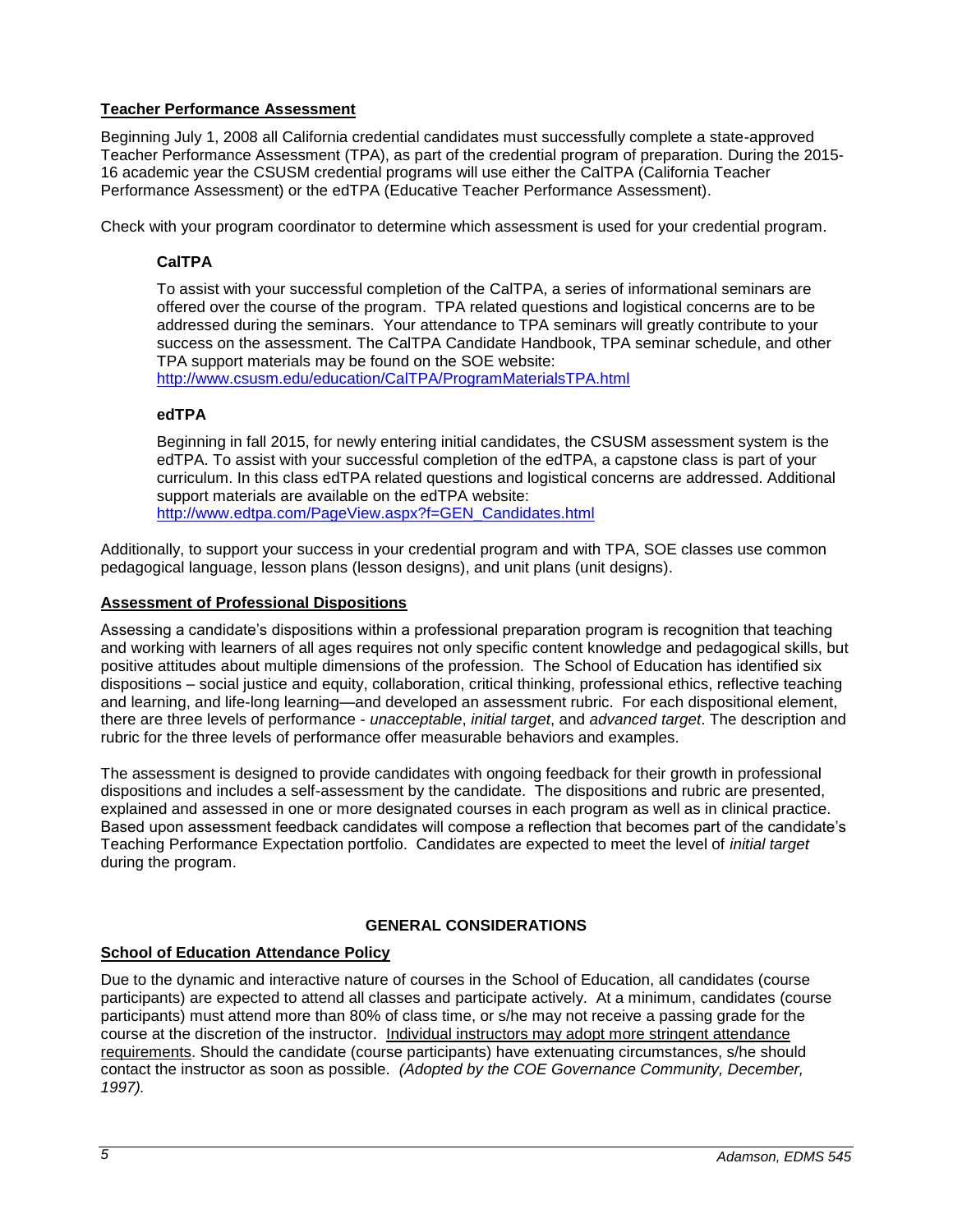**Teacher Performance Assessment**

Beginning July 1, 2008 all California credential candidates must successfully complete a state-approved Teacher Performance Assessment (TPA), as part of the credential program of preparation. During the 2015-16 academic year the CSUSM credential programs will use either the CalTPA (California Teacher Performance Assessment) or the edTPA (Educative Teacher Performance Assessment).

Check with your program coordinator to determine which assessment is used for your credential program.

**CalTPA**

To assist with your successful completion of the CalTPA, a series of informational seminars are offered over the course of the program. TPA related questions and logistical concerns are to be addressed during the seminars. Your attendance to TPA seminars will greatly contribute to your success on the assessment. The CalTPA Candidate Handbook, TPA seminar schedule, and other TPA support materials may be found on the SOE website:
http://www.csusm.edu/education/CalTPA/ProgramMaterialsTPA.html

**edTPA**

Beginning in fall 2015, for newly entering initial candidates, the CSUSM assessment system is the edTPA. To assist with your successful completion of the edTPA, a capstone class is part of your curriculum. In this class edTPA related questions and logistical concerns are addressed. Additional support materials are available on the edTPA website:
http://www.edtpa.com/PageView.aspx?f=GEN_Candidates.html

Additionally, to support your success in your credential program and with TPA, SOE classes use common pedagogical language, lesson plans (lesson designs), and unit plans (unit designs).

**Assessment of Professional Dispositions**

Assessing a candidate's dispositions within a professional preparation program is recognition that teaching and working with learners of all ages requires not only specific content knowledge and pedagogical skills, but positive attitudes about multiple dimensions of the profession. The School of Education has identified six dispositions – social justice and equity, collaboration, critical thinking, professional ethics, reflective teaching and learning, and life-long learning—and developed an assessment rubric. For each dispositional element, there are three levels of performance - *unacceptable*, *initial target*, and *advanced target*. The description and rubric for the three levels of performance offer measurable behaviors and examples.

The assessment is designed to provide candidates with ongoing feedback for their growth in professional dispositions and includes a self-assessment by the candidate. The dispositions and rubric are presented, explained and assessed in one or more designated courses in each program as well as in clinical practice. Based upon assessment feedback candidates will compose a reflection that becomes part of the candidate's Teaching Performance Expectation portfolio. Candidates are expected to meet the level of *initial target* during the program.

## GENERAL CONSIDERATIONS

**School of Education Attendance Policy**

Due to the dynamic and interactive nature of courses in the School of Education, all candidates (course participants) are expected to attend all classes and participate actively. At a minimum, candidates (course participants) must attend more than 80% of class time, or s/he may not receive a passing grade for the course at the discretion of the instructor. Individual instructors may adopt more stringent attendance requirements. Should the candidate (course participants) have extenuating circumstances, s/he should contact the instructor as soon as possible. *(Adopted by the COE Governance Community, December, 1997).*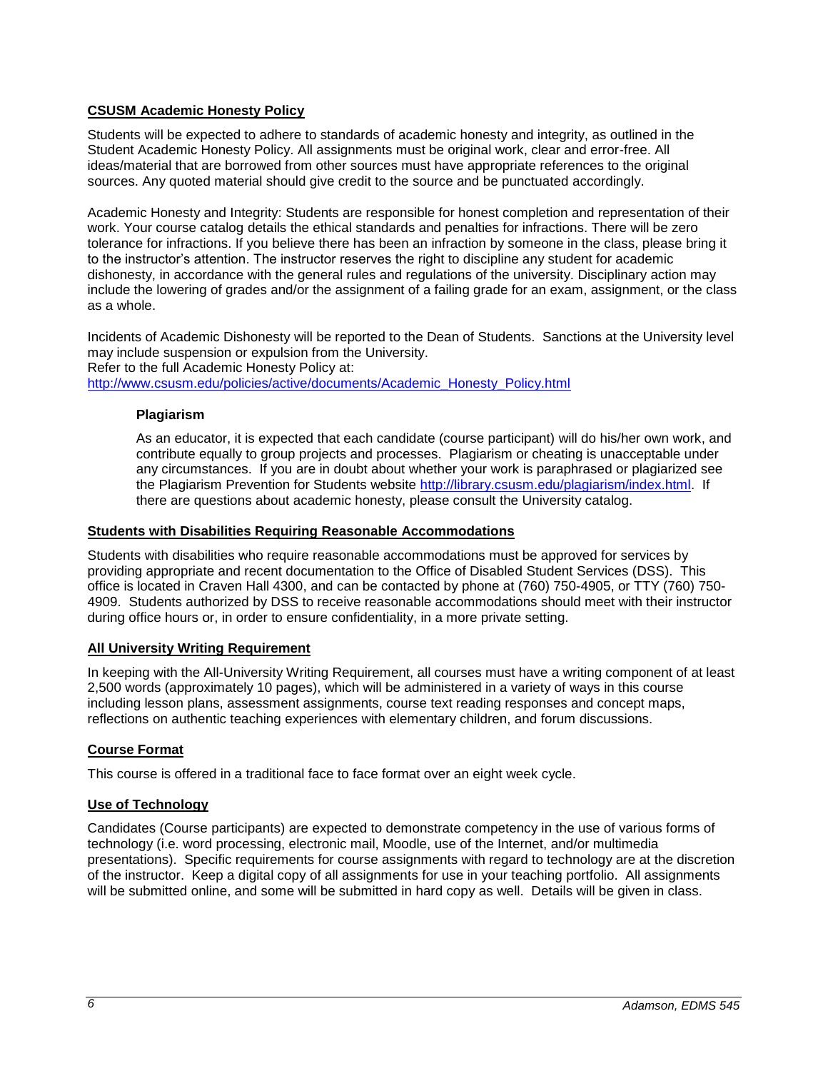## CSUSM Academic Honesty Policy

Students will be expected to adhere to standards of academic honesty and integrity, as outlined in the Student Academic Honesty Policy. All assignments must be original work, clear and error-free. All ideas/material that are borrowed from other sources must have appropriate references to the original sources. Any quoted material should give credit to the source and be punctuated accordingly.

Academic Honesty and Integrity: Students are responsible for honest completion and representation of their work. Your course catalog details the ethical standards and penalties for infractions. There will be zero tolerance for infractions. If you believe there has been an infraction by someone in the class, please bring it to the instructor's attention. The instructor reserves the right to discipline any student for academic dishonesty, in accordance with the general rules and regulations of the university. Disciplinary action may include the lowering of grades and/or the assignment of a failing grade for an exam, assignment, or the class as a whole.

Incidents of Academic Dishonesty will be reported to the Dean of Students. Sanctions at the University level may include suspension or expulsion from the University.
Refer to the full Academic Honesty Policy at:
http://www.csusm.edu/policies/active/documents/Academic_Honesty_Policy.html

### Plagiarism

As an educator, it is expected that each candidate (course participant) will do his/her own work, and contribute equally to group projects and processes. Plagiarism or cheating is unacceptable under any circumstances. If you are in doubt about whether your work is paraphrased or plagiarized see the Plagiarism Prevention for Students website http://library.csusm.edu/plagiarism/index.html. If there are questions about academic honesty, please consult the University catalog.

## Students with Disabilities Requiring Reasonable Accommodations

Students with disabilities who require reasonable accommodations must be approved for services by providing appropriate and recent documentation to the Office of Disabled Student Services (DSS). This office is located in Craven Hall 4300, and can be contacted by phone at (760) 750-4905, or TTY (760) 750-4909. Students authorized by DSS to receive reasonable accommodations should meet with their instructor during office hours or, in order to ensure confidentiality, in a more private setting.

## All University Writing Requirement

In keeping with the All-University Writing Requirement, all courses must have a writing component of at least 2,500 words (approximately 10 pages), which will be administered in a variety of ways in this course including lesson plans, assessment assignments, course text reading responses and concept maps, reflections on authentic teaching experiences with elementary children, and forum discussions.

## Course Format

This course is offered in a traditional face to face format over an eight week cycle.

## Use of Technology

Candidates (Course participants) are expected to demonstrate competency in the use of various forms of technology (i.e. word processing, electronic mail, Moodle, use of the Internet, and/or multimedia presentations). Specific requirements for course assignments with regard to technology are at the discretion of the instructor. Keep a digital copy of all assignments for use in your teaching portfolio. All assignments will be submitted online, and some will be submitted in hard copy as well. Details will be given in class.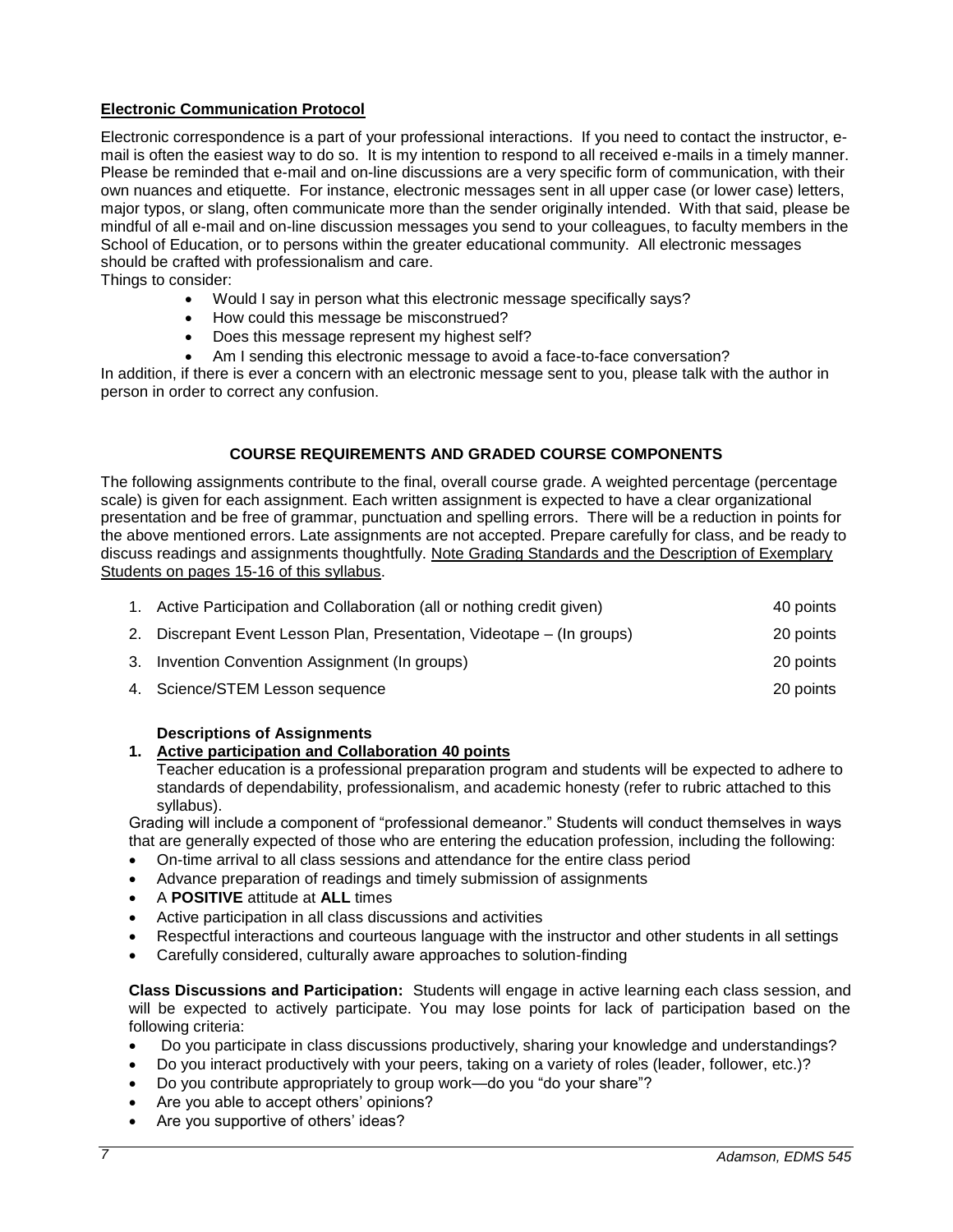**Electronic Communication Protocol**

Electronic correspondence is a part of your professional interactions. If you need to contact the instructor, e-mail is often the easiest way to do so. It is my intention to respond to all received e-mails in a timely manner. Please be reminded that e-mail and on-line discussions are a very specific form of communication, with their own nuances and etiquette. For instance, electronic messages sent in all upper case (or lower case) letters, major typos, or slang, often communicate more than the sender originally intended. With that said, please be mindful of all e-mail and on-line discussion messages you send to your colleagues, to faculty members in the School of Education, or to persons within the greater educational community. All electronic messages should be crafted with professionalism and care.

Things to consider:

- Would I say in person what this electronic message specifically says?
- How could this message be misconstrued?
- Does this message represent my highest self?
- Am I sending this electronic message to avoid a face-to-face conversation?

In addition, if there is ever a concern with an electronic message sent to you, please talk with the author in person in order to correct any confusion.

## COURSE REQUIREMENTS AND GRADED COURSE COMPONENTS

The following assignments contribute to the final, overall course grade. A weighted percentage (percentage scale) is given for each assignment. Each written assignment is expected to have a clear organizational presentation and be free of grammar, punctuation and spelling errors. There will be a reduction in points for the above mentioned errors. Late assignments are not accepted. Prepare carefully for class, and be ready to discuss readings and assignments thoughtfully. Note Grading Standards and the Description of Exemplary Students on pages 15-16 of this syllabus.

1. Active Participation and Collaboration (all or nothing credit given) — 40 points
2. Discrepant Event Lesson Plan, Presentation, Videotape – (In groups) — 20 points
3. Invention Convention Assignment (In groups) — 20 points
4. Science/STEM Lesson sequence — 20 points

### Descriptions of Assignments

**1. Active participation and Collaboration 40 points**

Teacher education is a professional preparation program and students will be expected to adhere to standards of dependability, professionalism, and academic honesty (refer to rubric attached to this syllabus).

Grading will include a component of "professional demeanor." Students will conduct themselves in ways that are generally expected of those who are entering the education profession, including the following:

- On-time arrival to all class sessions and attendance for the entire class period
- Advance preparation of readings and timely submission of assignments
- A **POSITIVE** attitude at **ALL** times
- Active participation in all class discussions and activities
- Respectful interactions and courteous language with the instructor and other students in all settings
- Carefully considered, culturally aware approaches to solution-finding

**Class Discussions and Participation:** Students will engage in active learning each class session, and will be expected to actively participate. You may lose points for lack of participation based on the following criteria:

- Do you participate in class discussions productively, sharing your knowledge and understandings?
- Do you interact productively with your peers, taking on a variety of roles (leader, follower, etc.)?
- Do you contribute appropriately to group work—do you "do your share"?
- Are you able to accept others' opinions?
- Are you supportive of others' ideas?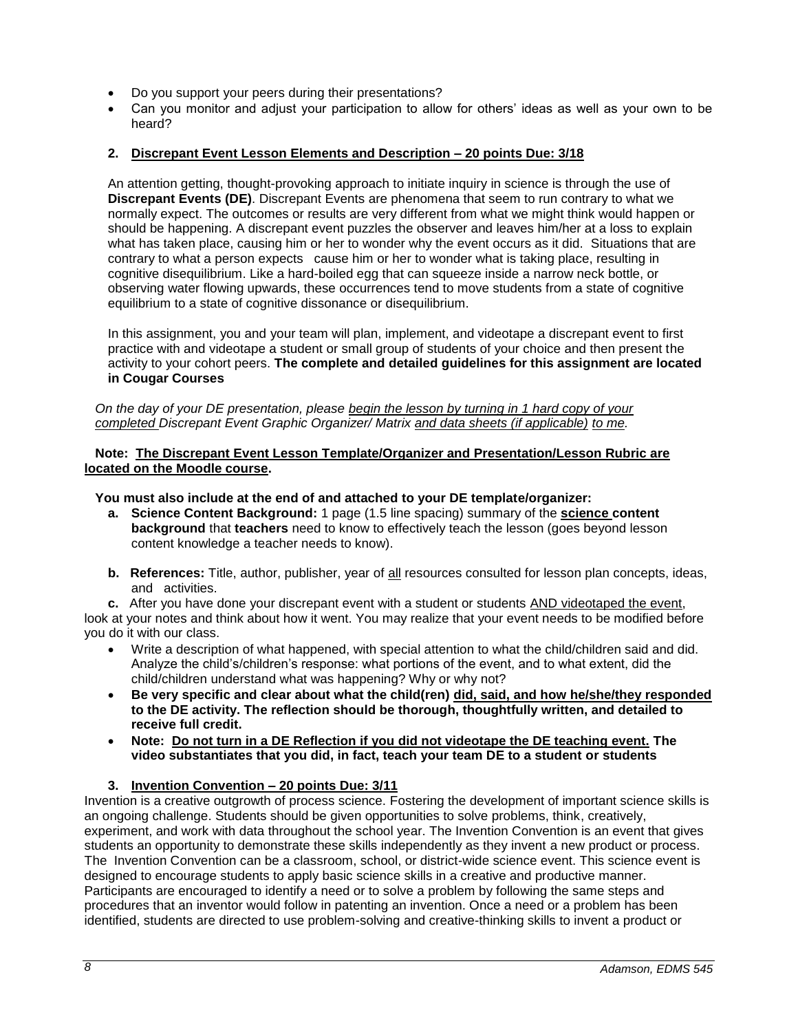- Do you support your peers during their presentations?
- Can you monitor and adjust your participation to allow for others' ideas as well as your own to be heard?

**2. Discrepant Event Lesson Elements and Description – 20 points Due: 3/18**

An attention getting, thought-provoking approach to initiate inquiry in science is through the use of **Discrepant Events (DE)**. Discrepant Events are phenomena that seem to run contrary to what we normally expect. The outcomes or results are very different from what we might think would happen or should be happening. A discrepant event puzzles the observer and leaves him/her at a loss to explain what has taken place, causing him or her to wonder why the event occurs as it did. Situations that are contrary to what a person expects cause him or her to wonder what is taking place, resulting in cognitive disequilibrium. Like a hard-boiled egg that can squeeze inside a narrow neck bottle, or observing water flowing upwards, these occurrences tend to move students from a state of cognitive equilibrium to a state of cognitive dissonance or disequilibrium.

In this assignment, you and your team will plan, implement, and videotape a discrepant event to first practice with and videotape a student or small group of students of your choice and then present the activity to your cohort peers. **The complete and detailed guidelines for this assignment are located in Cougar Courses**

*On the day of your DE presentation, please begin the lesson by turning in 1 hard copy of your completed Discrepant Event Graphic Organizer/ Matrix and data sheets (if applicable) to me.*

**Note: The Discrepant Event Lesson Template/Organizer and Presentation/Lesson Rubric are located on the Moodle course.**

**You must also include at the end of and attached to your DE template/organizer:**

a. **Science Content Background:** 1 page (1.5 line spacing) summary of the **science content background** that **teachers** need to know to effectively teach the lesson (goes beyond lesson content knowledge a teacher needs to know).

b. **References:** Title, author, publisher, year of all resources consulted for lesson plan concepts, ideas, and activities.

c. After you have done your discrepant event with a student or students AND videotaped the event, look at your notes and think about how it went. You may realize that your event needs to be modified before you do it with our class.

- Write a description of what happened, with special attention to what the child/children said and did. Analyze the child's/children's response: what portions of the event, and to what extent, did the child/children understand what was happening? Why or why not?
- **Be very specific and clear about what the child(ren) did, said, and how he/she/they responded to the DE activity. The reflection should be thorough, thoughtfully written, and detailed to receive full credit.**
- **Note: Do not turn in a DE Reflection if you did not videotape the DE teaching event. The video substantiates that you did, in fact, teach your team DE to a student or students**

**3. Invention Convention – 20 points Due: 3/11**

Invention is a creative outgrowth of process science. Fostering the development of important science skills is an ongoing challenge. Students should be given opportunities to solve problems, think, creatively, experiment, and work with data throughout the school year. The Invention Convention is an event that gives students an opportunity to demonstrate these skills independently as they invent a new product or process. The Invention Convention can be a classroom, school, or district-wide science event. This science event is designed to encourage students to apply basic science skills in a creative and productive manner. Participants are encouraged to identify a need or to solve a problem by following the same steps and procedures that an inventor would follow in patenting an invention. Once a need or a problem has been identified, students are directed to use problem-solving and creative-thinking skills to invent a product or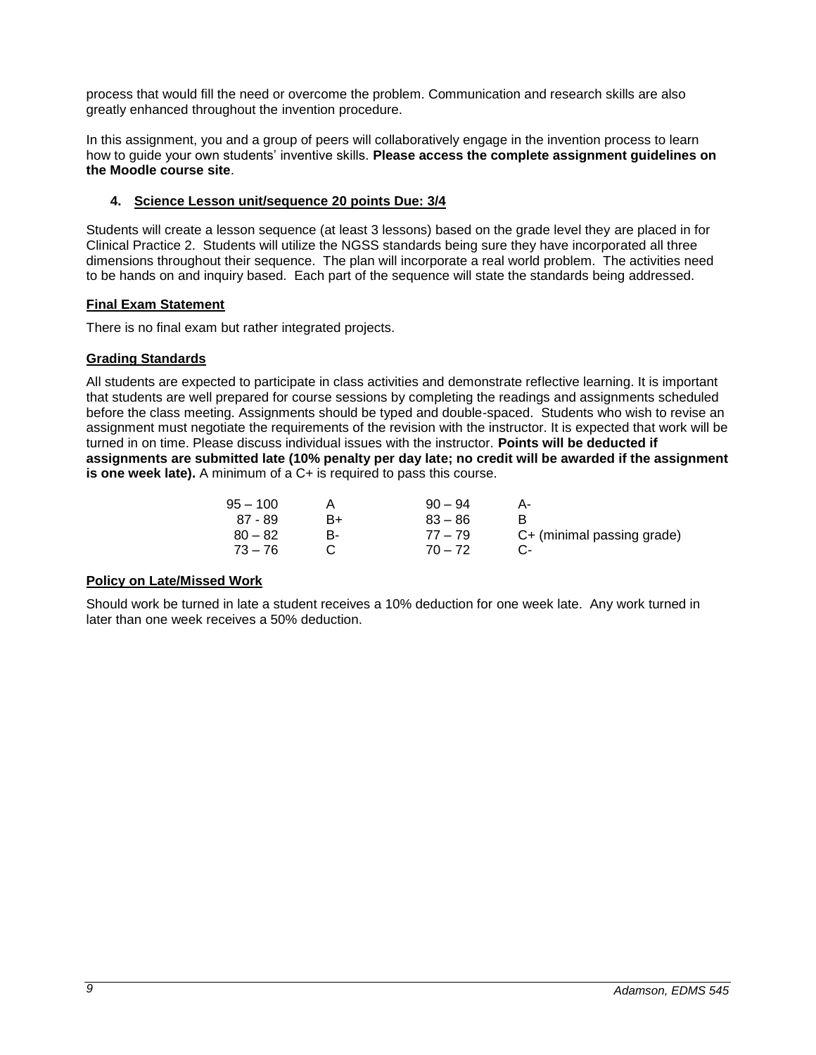process that would fill the need or overcome the problem. Communication and research skills are also greatly enhanced throughout the invention procedure.

In this assignment, you and a group of peers will collaboratively engage in the invention process to learn how to guide your own students' inventive skills. **Please access the complete assignment guidelines on the Moodle course site**.

4. **Science Lesson unit/sequence 20 points Due: 3/4**

Students will create a lesson sequence (at least 3 lessons) based on the grade level they are placed in for Clinical Practice 2. Students will utilize the NGSS standards being sure they have incorporated all three dimensions throughout their sequence. The plan will incorporate a real world problem. The activities need to be hands on and inquiry based. Each part of the sequence will state the standards being addressed.

**Final Exam Statement**

There is no final exam but rather integrated projects.

**Grading Standards**

All students are expected to participate in class activities and demonstrate reflective learning. It is important that students are well prepared for course sessions by completing the readings and assignments scheduled before the class meeting. Assignments should be typed and double-spaced. Students who wish to revise an assignment must negotiate the requirements of the revision with the instructor. It is expected that work will be turned in on time. Please discuss individual issues with the instructor. **Points will be deducted if assignments are submitted late (10% penalty per day late; no credit will be awarded if the assignment is one week late).** A minimum of a C+ is required to pass this course.

| | | | |
|---|---|---|---|
| 95 – 100 | A | 90 – 94 | A- |
| 87 - 89 | B+ | 83 – 86 | B |
| 80 – 82 | B- | 77 – 79 | C+ (minimal passing grade) |
| 73 – 76 | C | 70 – 72 | C- |

**Policy on Late/Missed Work**

Should work be turned in late a student receives a 10% deduction for one week late. Any work turned in later than one week receives a 50% deduction.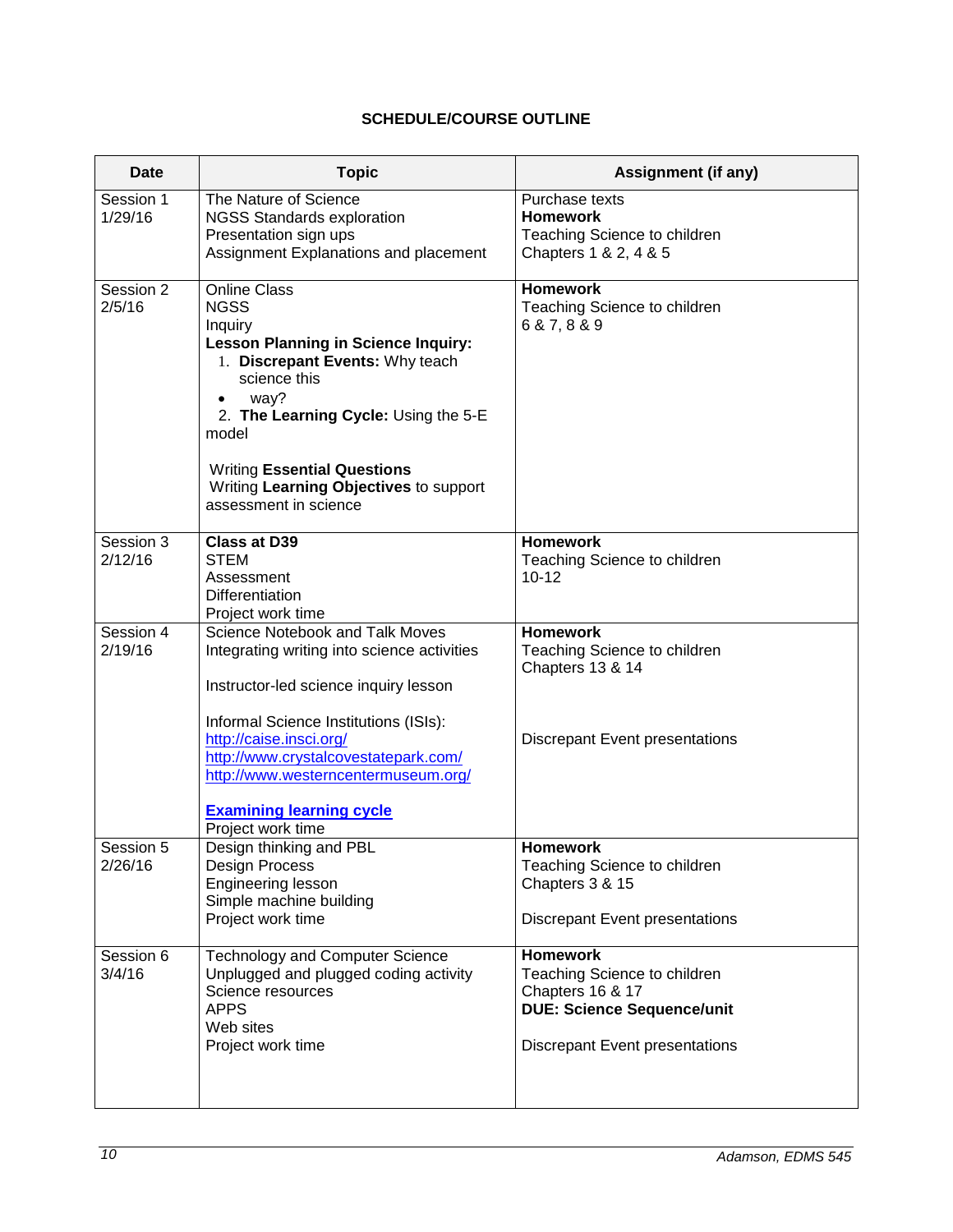## SCHEDULE/COURSE OUTLINE

| Date | Topic | Assignment (if any) |
|---|---|---|
| Session 1<br>1/29/16 | The Nature of Science<br>NGSS Standards exploration<br>Presentation sign ups<br>Assignment Explanations and placement | Purchase texts<br>**Homework**<br>Teaching Science to children<br>Chapters 1 & 2, 4 & 5 |
| Session 2<br>2/5/16 | Online Class<br>NGSS<br>Inquiry<br>**Lesson Planning in Science Inquiry:**<br>1. **Discrepant Events:** Why teach science this<br>• way?<br>2. **The Learning Cycle:** Using the 5-E model<br><br>Writing **Essential Questions**<br>Writing **Learning Objectives** to support assessment in science | **Homework**<br>Teaching Science to children<br>6 & 7, 8 & 9 |
| Session 3<br>2/12/16 | **Class at D39**<br>STEM<br>Assessment<br>Differentiation<br>Project work time | **Homework**<br>Teaching Science to children<br>10-12 |
| Session 4<br>2/19/16 | Science Notebook and Talk Moves<br>Integrating writing into science activities<br><br>Instructor-led science inquiry lesson<br><br>Informal Science Institutions (ISIs):<br>http://caise.insci.org/<br>http://www.crystalcovestatepark.com/<br>http://www.westerncentermuseum.org/<br><br>**Examining learning cycle**<br>Project work time | **Homework**<br>Teaching Science to children<br>Chapters 13 & 14<br><br>Discrepant Event presentations |
| Session 5<br>2/26/16 | Design thinking and PBL<br>Design Process<br>Engineering lesson<br>Simple machine building<br>Project work time | **Homework**<br>Teaching Science to children<br>Chapters 3 & 15<br><br>Discrepant Event presentations |
| Session 6<br>3/4/16 | Technology and Computer Science<br>Unplugged and plugged coding activity<br>Science resources<br>APPS<br>Web sites<br>Project work time | **Homework**<br>Teaching Science to children<br>Chapters 16 & 17<br>**DUE: Science Sequence/unit**<br><br>Discrepant Event presentations |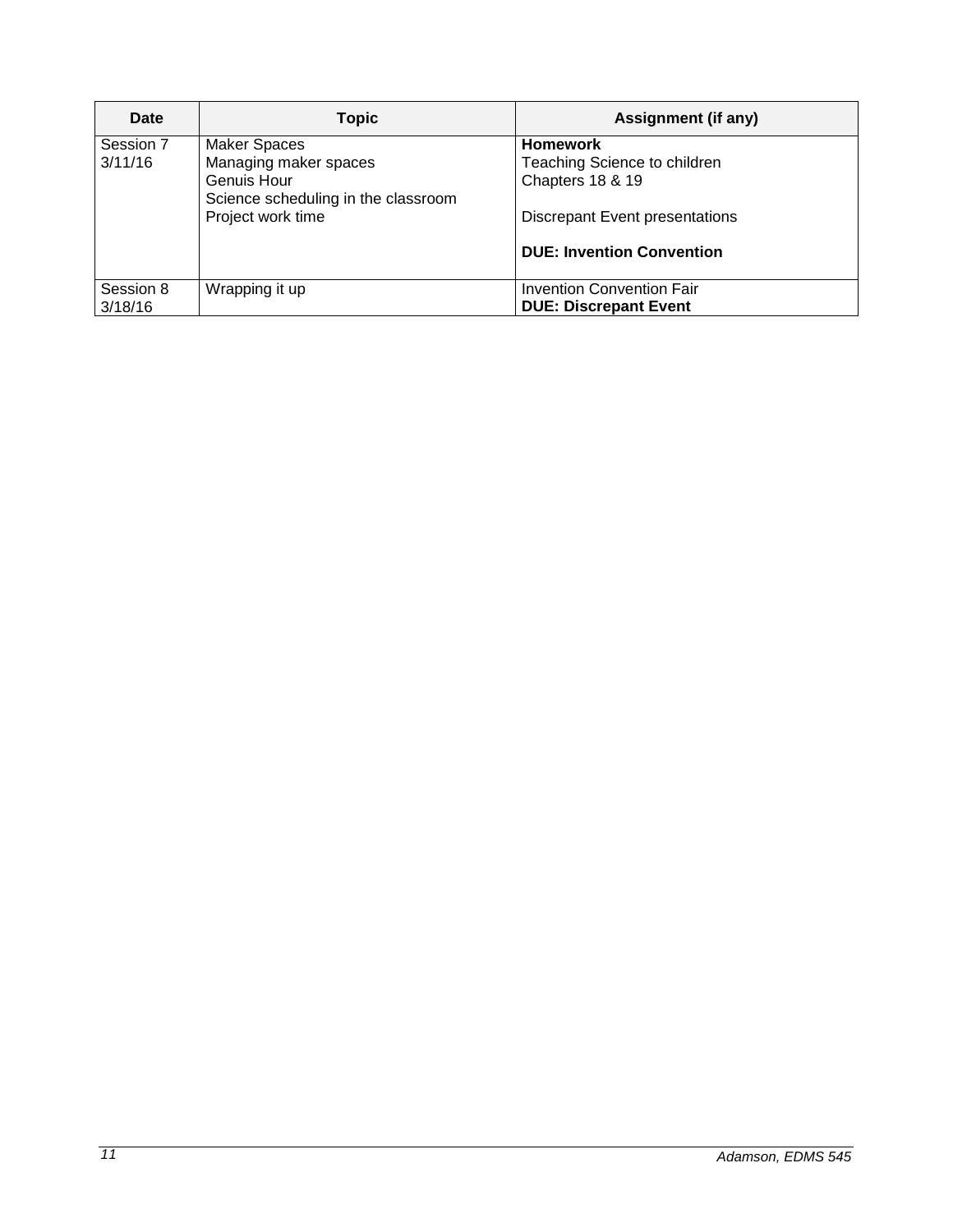| Date | Topic | Assignment (if any) |
|---|---|---|
| Session 7<br>3/11/16 | Maker Spaces<br>Managing maker spaces<br>Genuis Hour<br>Science scheduling in the classroom<br>Project work time | **Homework**<br>Teaching Science to children<br>Chapters 18 & 19<br><br>Discrepant Event presentations<br><br>**DUE: Invention Convention** |
| Session 8<br>3/18/16 | Wrapping it up | Invention Convention Fair<br>**DUE: Discrepant Event** |